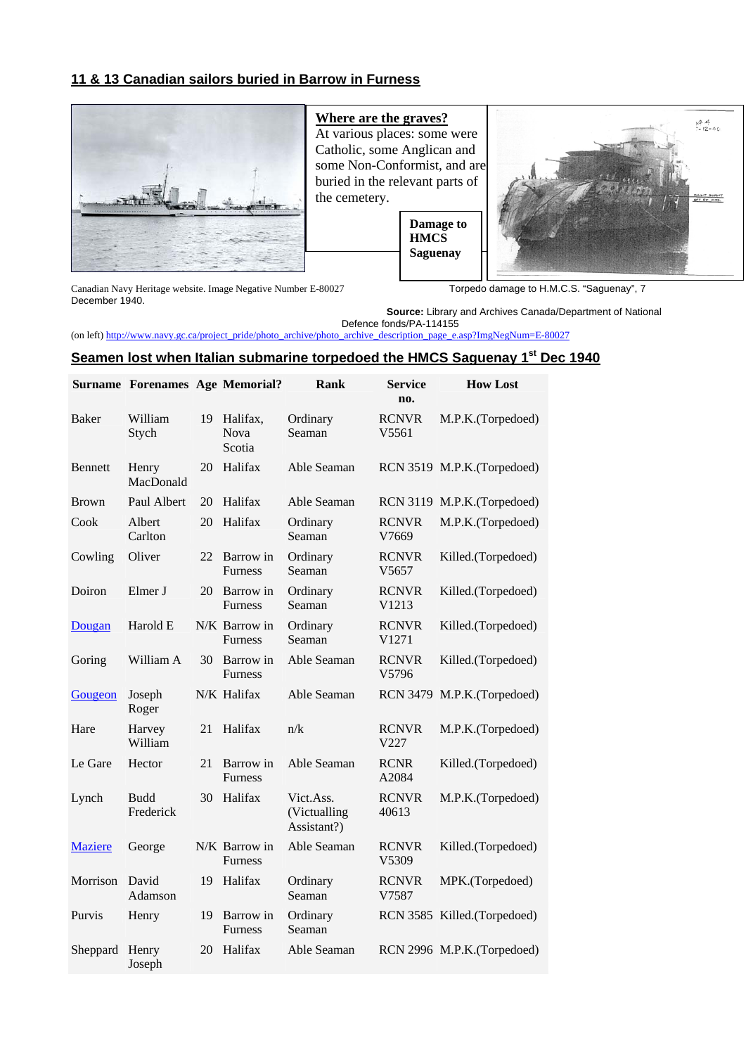## 11 & 13 Canadian sailors buried in Barrow in Furness

**Where are the graves?**
At various places: some were Catholic, some Anglican and some Non-Conformist, and are buried in the relevant parts of the cemetery.

**Damage to HMCS Saguenay**

Canadian Navy Heritage website. Image Negative Number E-80027 December 1940.

Torpedo damage to H.M.C.S. "Saguenay", 7

**Source:** Library and Archives Canada/Department of National Defence fonds/PA-114155

(on left) http://www.navy.gc.ca/project_pride/photo_archive/photo_archive_description_page_e.asp?ImgNegNum=E-80027

## Seamen lost when Italian submarine torpedoed the HMCS Saguenay 1st Dec 1940

| Surname | Forenames | Age | Memorial? | Rank | Service no. | How Lost |
|---|---|---|---|---|---|---|
| Baker | William Stych | 19 | Halifax, Nova Scotia | Ordinary Seaman | RCNVR V5561 | M.P.K.(Torpedoed) |
| Bennett | Henry MacDonald | 20 | Halifax | Able Seaman | RCN 3519 | M.P.K.(Torpedoed) |
| Brown | Paul Albert | 20 | Halifax | Able Seaman | RCN 3119 | M.P.K.(Torpedoed) |
| Cook | Albert Carlton | 20 | Halifax | Ordinary Seaman | RCNVR V7669 | M.P.K.(Torpedoed) |
| Cowling | Oliver | 22 | Barrow in Furness | Ordinary Seaman | RCNVR V5657 | Killed.(Torpedoed) |
| Doiron | Elmer J | 20 | Barrow in Furness | Ordinary Seaman | RCNVR V1213 | Killed.(Torpedoed) |
| Dougan | Harold E | N/K | Barrow in Furness | Ordinary Seaman | RCNVR V1271 | Killed.(Torpedoed) |
| Goring | William A | 30 | Barrow in Furness | Able Seaman | RCNVR V5796 | Killed.(Torpedoed) |
| Gougeon | Joseph Roger | N/K | Halifax | Able Seaman | RCN 3479 | M.P.K.(Torpedoed) |
| Hare | Harvey William | 21 | Halifax | n/k | RCNVR V227 | M.P.K.(Torpedoed) |
| Le Gare | Hector | 21 | Barrow in Furness | Able Seaman | RCNR A2084 | Killed.(Torpedoed) |
| Lynch | Budd Frederick | 30 | Halifax | Vict.Ass. (Victualling Assistant?) | RCNVR 40613 | M.P.K.(Torpedoed) |
| Maziere | George | N/K | Barrow in Furness | Able Seaman | RCNVR V5309 | Killed.(Torpedoed) |
| Morrison | David Adamson | 19 | Halifax | Ordinary Seaman | RCNVR V7587 | MPK.(Torpedoed) |
| Purvis | Henry | 19 | Barrow in Furness | Ordinary Seaman | RCN 3585 | Killed.(Torpedoed) |
| Sheppard | Henry Joseph | 20 | Halifax | Able Seaman | RCN 2996 | M.P.K.(Torpedoed) |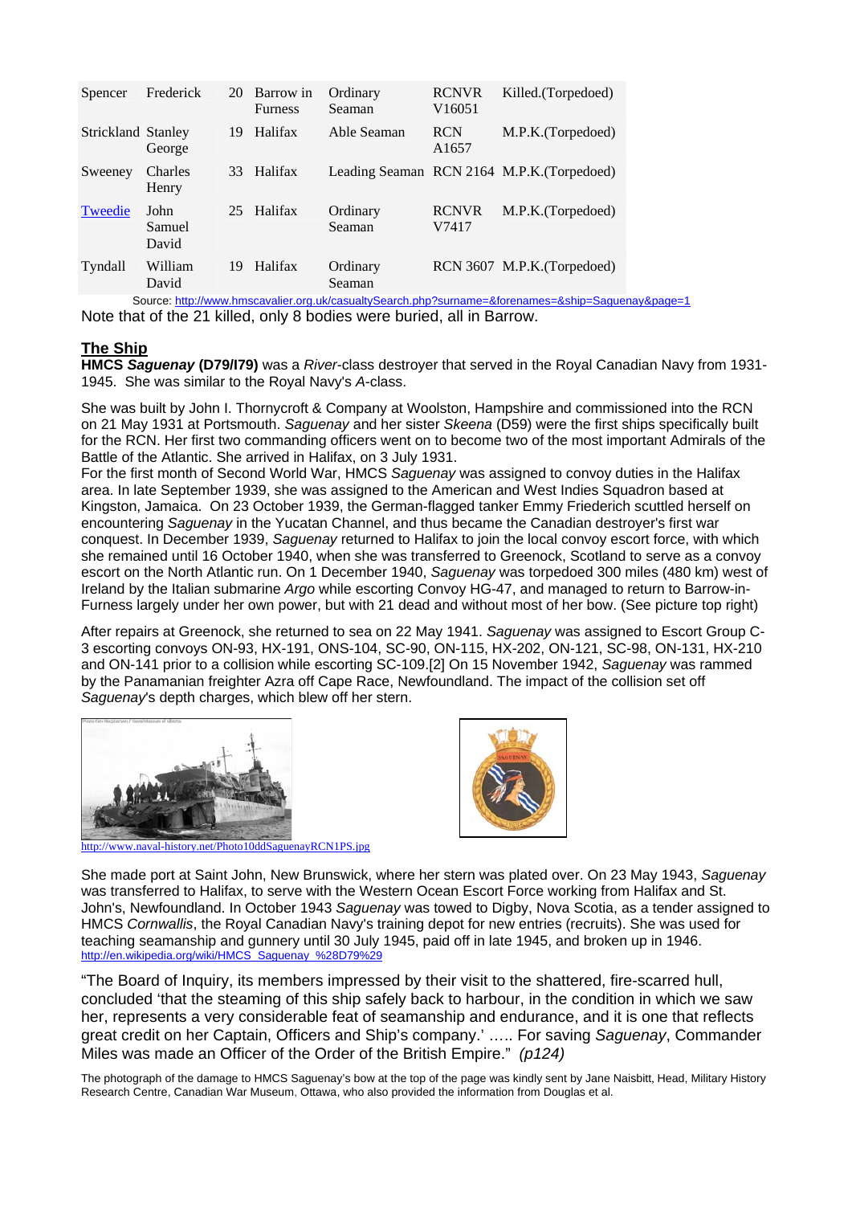| | | | | | | |
|---|---|---|---|---|---|---|
| Spencer | Frederick | 20 | Barrow in Furness | Ordinary Seaman | RCNVR V16051 | Killed.(Torpedoed) |
| Strickland | Stanley George | 19 | Halifax | Able Seaman | RCN A1657 | M.P.K.(Torpedoed) |
| Sweeney | Charles Henry | 33 | Halifax | Leading Seaman | RCN 2164 | M.P.K.(Torpedoed) |
| Tweedie | John Samuel David | 25 | Halifax | Ordinary Seaman | RCNVR V7417 | M.P.K.(Torpedoed) |
| Tyndall | William David | 19 | Halifax | Ordinary Seaman | RCN 3607 | M.P.K.(Torpedoed) |

Source: http://www.hmscavalier.org.uk/casualtySearch.php?surname=&forenames=&ship=Saguenay&page=1

Note that of the 21 killed, only 8 bodies were buried, all in Barrow.

## The Ship

**HMCS *Saguenay* (D79/I79)** was a *River*-class destroyer that served in the Royal Canadian Navy from 1931-1945. She was similar to the Royal Navy's *A*-class.

She was built by John I. Thornycroft & Company at Woolston, Hampshire and commissioned into the RCN on 21 May 1931 at Portsmouth. *Saguenay* and her sister *Skeena* (D59) were the first ships specifically built for the RCN. Her first two commanding officers went on to become two of the most important Admirals of the Battle of the Atlantic. She arrived in Halifax, on 3 July 1931.

For the first month of Second World War, HMCS *Saguenay* was assigned to convoy duties in the Halifax area. In late September 1939, she was assigned to the American and West Indies Squadron based at Kingston, Jamaica. On 23 October 1939, the German-flagged tanker Emmy Friederich scuttled herself on encountering *Saguenay* in the Yucatan Channel, and thus became the Canadian destroyer's first war conquest. In December 1939, *Saguenay* returned to Halifax to join the local convoy escort force, with which she remained until 16 October 1940, when she was transferred to Greenock, Scotland to serve as a convoy escort on the North Atlantic run. On 1 December 1940, *Saguenay* was torpedoed 300 miles (480 km) west of Ireland by the Italian submarine *Argo* while escorting Convoy HG-47, and managed to return to Barrow-in-Furness largely under her own power, but with 21 dead and without most of her bow. (See picture top right)

After repairs at Greenock, she returned to sea on 22 May 1941. *Saguenay* was assigned to Escort Group C-3 escorting convoys ON-93, HX-191, ONS-104, SC-90, ON-115, HX-202, ON-121, SC-98, ON-131, HX-210 and ON-141 prior to a collision while escorting SC-109.[2] On 15 November 1942, *Saguenay* was rammed by the Panamanian freighter Azra off Cape Race, Newfoundland. The impact of the collision set off *Saguenay*'s depth charges, which blew off her stern.

http://www.naval-history.net/Photo10ddSaguenayRCN1PS.jpg

She made port at Saint John, New Brunswick, where her stern was plated over. On 23 May 1943, *Saguenay* was transferred to Halifax, to serve with the Western Ocean Escort Force working from Halifax and St. John's, Newfoundland. In October 1943 *Saguenay* was towed to Digby, Nova Scotia, as a tender assigned to HMCS *Cornwallis*, the Royal Canadian Navy's training depot for new entries (recruits). She was used for teaching seamanship and gunnery until 30 July 1945, paid off in late 1945, and broken up in 1946.
http://en.wikipedia.org/wiki/HMCS_Saguenay_%28D79%29

"The Board of Inquiry, its members impressed by their visit to the shattered, fire-scarred hull, concluded 'that the steaming of this ship safely back to harbour, in the condition in which we saw her, represents a very considerable feat of seamanship and endurance, and it is one that reflects great credit on her Captain, Officers and Ship's company.' ….. For saving *Saguenay*, Commander Miles was made an Officer of the Order of the British Empire." *(p124)*

The photograph of the damage to HMCS Saguenay's bow at the top of the page was kindly sent by Jane Naisbitt, Head, Military History Research Centre, Canadian War Museum, Ottawa, who also provided the information from Douglas et al.